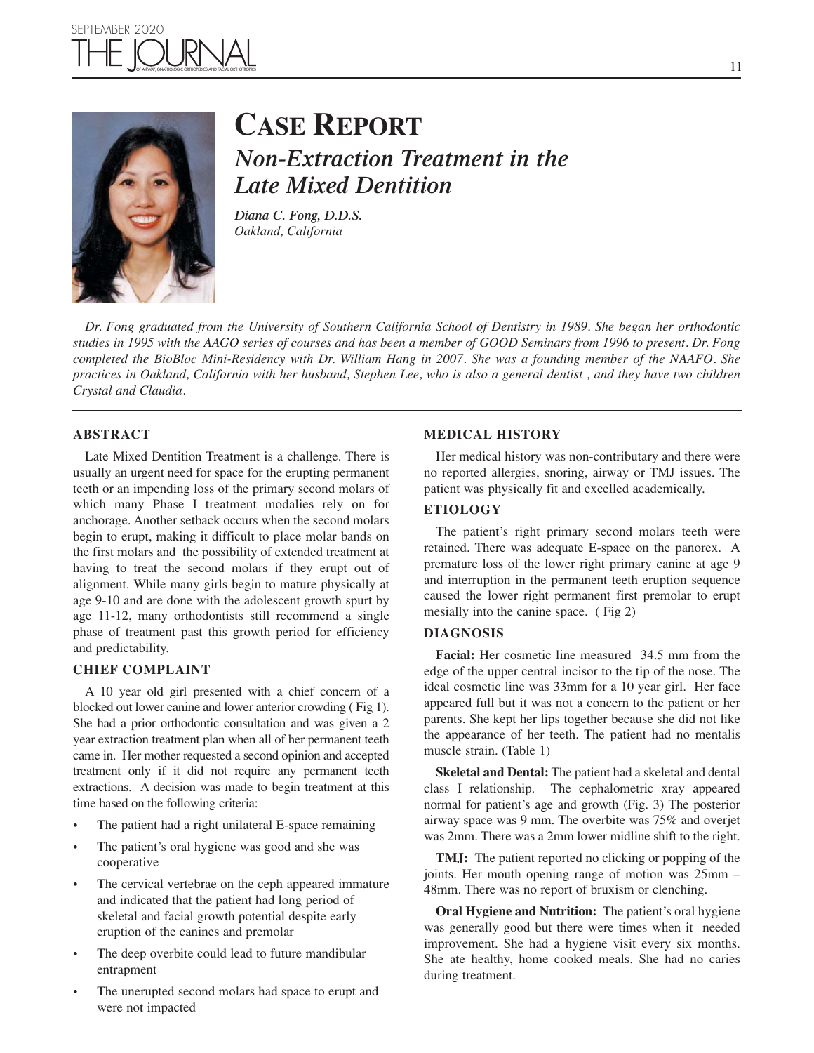# CASE REPORT

## *Non-Extraction Treatment in the Late Mixed Dentition*

***Diana C. Fong, D.D.S.***
*Oakland, California*

*Dr. Fong graduated from the University of Southern California School of Dentistry in 1989. She began her orthodontic studies in 1995 with the AAGO series of courses and has been a member of GOOD Seminars from 1996 to present. Dr. Fong completed the BioBloc Mini-Residency with Dr. William Hang in 2007. She was a founding member of the NAAFO. She practices in Oakland, California with her husband, Stephen Lee, who is also a general dentist , and they have two children Crystal and Claudia.*

### ABSTRACT

Late Mixed Dentition Treatment is a challenge. There is usually an urgent need for space for the erupting permanent teeth or an impending loss of the primary second molars of which many Phase I treatment modalies rely on for anchorage. Another setback occurs when the second molars begin to erupt, making it difficult to place molar bands on the first molars and the possibility of extended treatment at having to treat the second molars if they erupt out of alignment. While many girls begin to mature physically at age 9-10 and are done with the adolescent growth spurt by age 11-12, many orthodontists still recommend a single phase of treatment past this growth period for efficiency and predictability.

### CHIEF COMPLAINT

A 10 year old girl presented with a chief concern of a blocked out lower canine and lower anterior crowding ( Fig 1). She had a prior orthodontic consultation and was given a 2 year extraction treatment plan when all of her permanent teeth came in. Her mother requested a second opinion and accepted treatment only if it did not require any permanent teeth extractions. A decision was made to begin treatment at this time based on the following criteria:

- The patient had a right unilateral E-space remaining
- The patient's oral hygiene was good and she was cooperative
- The cervical vertebrae on the ceph appeared immature and indicated that the patient had long period of skeletal and facial growth potential despite early eruption of the canines and premolar
- The deep overbite could lead to future mandibular entrapment
- The unerupted second molars had space to erupt and were not impacted

### MEDICAL HISTORY

Her medical history was non-contributary and there were no reported allergies, snoring, airway or TMJ issues. The patient was physically fit and excelled academically.

### ETIOLOGY

The patient's right primary second molars teeth were retained. There was adequate E-space on the panorex. A premature loss of the lower right primary canine at age 9 and interruption in the permanent teeth eruption sequence caused the lower right permanent first premolar to erupt mesially into the canine space. ( Fig 2)

### DIAGNOSIS

**Facial:** Her cosmetic line measured 34.5 mm from the edge of the upper central incisor to the tip of the nose. The ideal cosmetic line was 33mm for a 10 year girl. Her face appeared full but it was not a concern to the patient or her parents. She kept her lips together because she did not like the appearance of her teeth. The patient had no mentalis muscle strain. (Table 1)

**Skeletal and Dental:** The patient had a skeletal and dental class I relationship. The cephalometric xray appeared normal for patient's age and growth (Fig. 3) The posterior airway space was 9 mm. The overbite was 75% and overjet was 2mm. There was a 2mm lower midline shift to the right.

**TMJ:** The patient reported no clicking or popping of the joints. Her mouth opening range of motion was 25mm – 48mm. There was no report of bruxism or clenching.

**Oral Hygiene and Nutrition:** The patient's oral hygiene was generally good but there were times when it needed improvement. She had a hygiene visit every six months. She ate healthy, home cooked meals. She had no caries during treatment.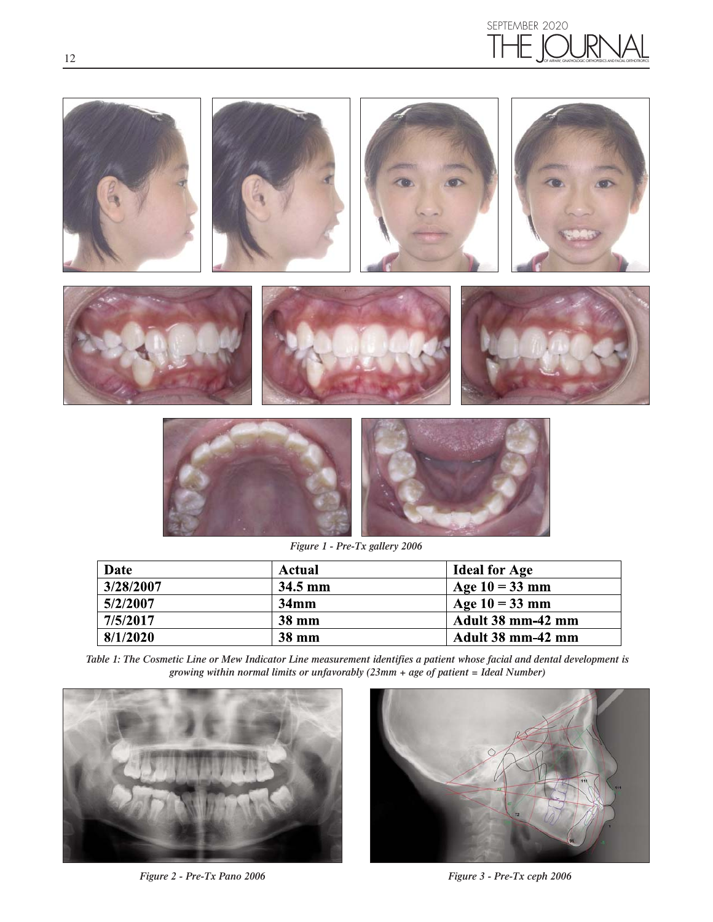*Figure 1 - Pre-Tx gallery 2006*

| Date | Actual | Ideal for Age |
|---|---|---|
| 3/28/2007 | 34.5 mm | Age 10 = 33 mm |
| 5/2/2007 | 34mm | Age 10 = 33 mm |
| 7/5/2017 | 38 mm | Adult 38 mm-42 mm |
| 8/1/2020 | 38 mm | Adult 38 mm-42 mm |

*Table 1: The Cosmetic Line or Mew Indicator Line measurement identifies a patient whose facial and dental development is growing within normal limits or unfavorably (23mm + age of patient = Ideal Number)*

*Figure 2 - Pre-Tx Pano 2006*

*Figure 3 - Pre-Tx ceph 2006*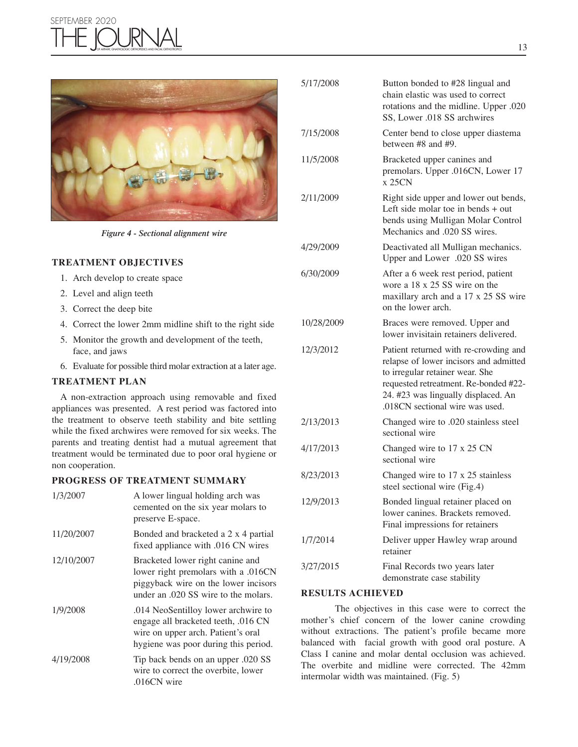*Figure 4 - Sectional alignment wire*

## TREATMENT OBJECTIVES

1. Arch develop to create space
2. Level and align teeth
3. Correct the deep bite
4. Correct the lower 2mm midline shift to the right side
5. Monitor the growth and development of the teeth, face, and jaws
6. Evaluate for possible third molar extraction at a later age.

## TREATMENT PLAN

A non-extraction approach using removable and fixed appliances was presented. A rest period was factored into the treatment to observe teeth stability and bite settling while the fixed archwires were removed for six weeks. The parents and treating dentist had a mutual agreement that treatment would be terminated due to poor oral hygiene or non cooperation.

## PROGRESS OF TREATMENT SUMMARY

| | |
|---|---|
| 1/3/2007 | A lower lingual holding arch was cemented on the six year molars to preserve E-space. |
| 11/20/2007 | Bonded and bracketed a 2 x 4 partial fixed appliance with .016 CN wires |
| 12/10/2007 | Bracketed lower right canine and lower right premolars with a .016CN piggyback wire on the lower incisors under an .020 SS wire to the molars. |
| 1/9/2008 | .014 NeoSentilloy lower archwire to engage all bracketed teeth, .016 CN wire on upper arch. Patient's oral hygiene was poor during this period. |
| 4/19/2008 | Tip back bends on an upper .020 SS wire to correct the overbite, lower .016CN wire |
| 5/17/2008 | Button bonded to #28 lingual and chain elastic was used to correct rotations and the midline. Upper .020 SS, Lower .018 SS archwires |
| 7/15/2008 | Center bend to close upper diastema between #8 and #9. |
| 11/5/2008 | Bracketed upper canines and premolars. Upper .016CN, Lower 17 x 25CN |
| 2/11/2009 | Right side upper and lower out bends, Left side molar toe in bends + out bends using Mulligan Molar Control Mechanics and .020 SS wires. |
| 4/29/2009 | Deactivated all Mulligan mechanics. Upper and Lower .020 SS wires |
| 6/30/2009 | After a 6 week rest period, patient wore a 18 x 25 SS wire on the maxillary arch and a 17 x 25 SS wire on the lower arch. |
| 10/28/2009 | Braces were removed. Upper and lower invisitain retainers delivered. |
| 12/3/2012 | Patient returned with re-crowding and relapse of lower incisors and admitted to irregular retainer wear. She requested retreatment. Re-bonded #22-24. #23 was lingually displaced. An .018CN sectional wire was used. |
| 2/13/2013 | Changed wire to .020 stainless steel sectional wire |
| 4/17/2013 | Changed wire to 17 x 25 CN sectional wire |
| 8/23/2013 | Changed wire to 17 x 25 stainless steel sectional wire (Fig.4) |
| 12/9/2013 | Bonded lingual retainer placed on lower canines. Brackets removed. Final impressions for retainers |
| 1/7/2014 | Deliver upper Hawley wrap around retainer |
| 3/27/2015 | Final Records two years later demonstrate case stability |

## RESULTS ACHIEVED

The objectives in this case were to correct the mother's chief concern of the lower canine crowding without extractions. The patient's profile became more balanced with facial growth with good oral posture. A Class I canine and molar dental occlusion was achieved. The overbite and midline were corrected. The 42mm intermolar width was maintained. (Fig. 5)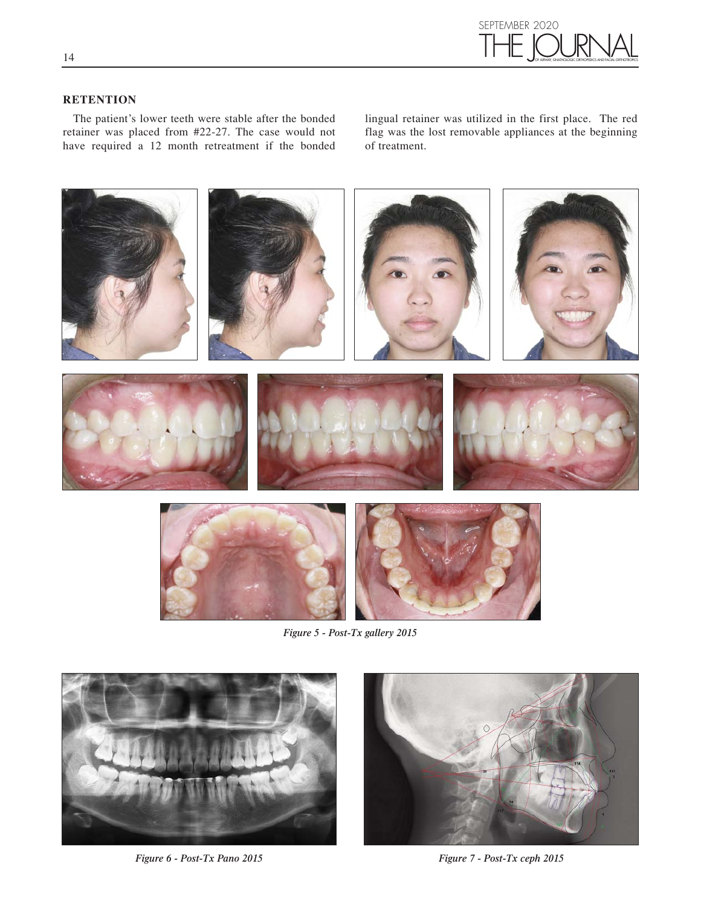## RETENTION

The patient's lower teeth were stable after the bonded retainer was placed from #22-27. The case would not have required a 12 month retreatment if the bonded lingual retainer was utilized in the first place. The red flag was the lost removable appliances at the beginning of treatment.

*Figure 5 - Post-Tx gallery 2015*

*Figure 6 - Post-Tx Pano 2015*

*Figure 7 - Post-Tx ceph 2015*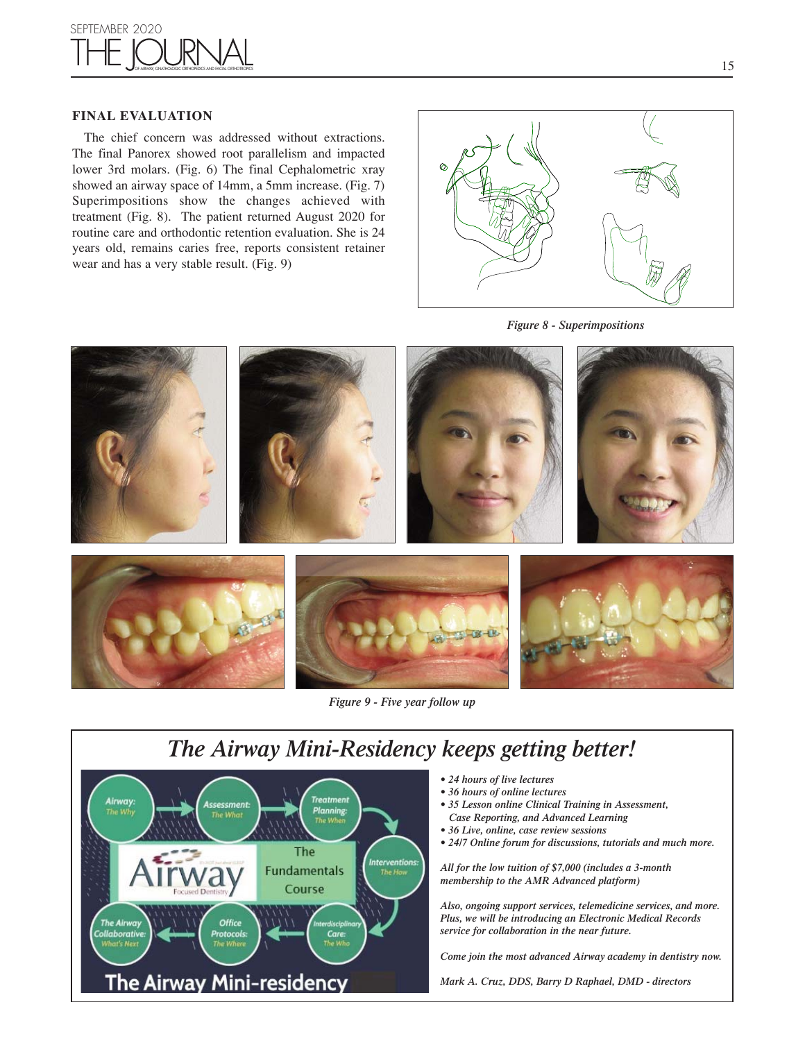## FINAL EVALUATION

The chief concern was addressed without extractions. The final Panorex showed root parallelism and impacted lower 3rd molars. (Fig. 6) The final Cephalometric xray showed an airway space of 14mm, a 5mm increase. (Fig. 7) Superimpositions show the changes achieved with treatment (Fig. 8). The patient returned August 2020 for routine care and orthodontic retention evaluation. She is 24 years old, remains caries free, reports consistent retainer wear and has a very stable result. (Fig. 9)

*Figure 8 - Superimpositions*

*Figure 9 - Five year follow up*

---

# *The Airway Mini-Residency keeps getting better!*

Airway: The Why
Assessment: The What
Treatment Planning: The When
Interventions: The How
Interdisciplinary Care: The Who
Office Protocols: The Where
The Airway Collaborative: What's Next
Airway Focused Dentistry
The Fundamentals Course
The Airway Mini-residency

- *24 hours of live lectures*
- *36 hours of online lectures*
- *35 Lesson online Clinical Training in Assessment, Case Reporting, and Advanced Learning*
- *36 Live, online, case review sessions*
- *24/7 Online forum for discussions, tutorials and much more.*

*All for the low tuition of $7,000 (includes a 3-month membership to the AMR Advanced platform)*

*Also, ongoing support services, telemedicine services, and more. Plus, we will be introducing an Electronic Medical Records service for collaboration in the near future.*

*Come join the most advanced Airway academy in dentistry now.*

*Mark A. Cruz, DDS, Barry D Raphael, DMD - directors*